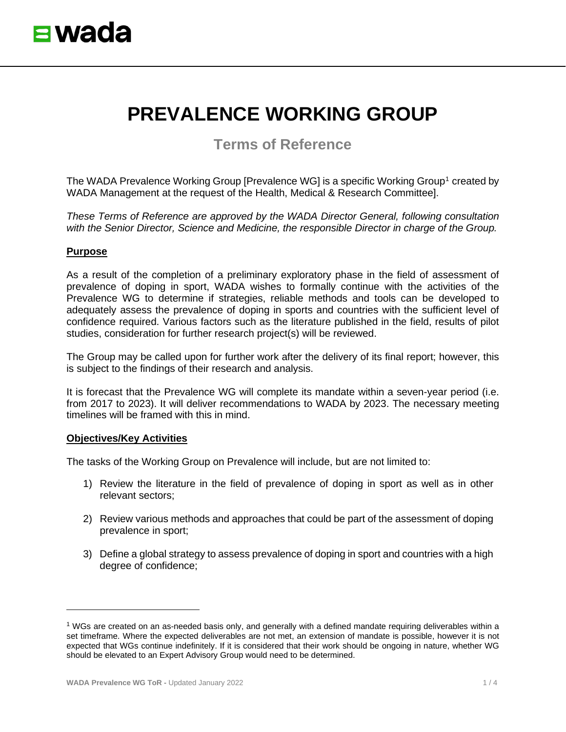# PREVALENCE WORKING GROUP

## Terms of Reference

The WADA Prevalence Working Group [Prevalence WG] is a specific Working Group[1] created by WADA Management at the request of the Health, Medical & Research Committee].

*These Terms of Reference are approved by the WADA Director General, following consultation with the Senior Director, Science and Medicine, the responsible Director in charge of the Group.*

**Purpose**

As a result of the completion of a preliminary exploratory phase in the field of assessment of prevalence of doping in sport, WADA wishes to formally continue with the activities of the Prevalence WG to determine if strategies, reliable methods and tools can be developed to adequately assess the prevalence of doping in sports and countries with the sufficient level of confidence required. Various factors such as the literature published in the field, results of pilot studies, consideration for further research project(s) will be reviewed.

The Group may be called upon for further work after the delivery of its final report; however, this is subject to the findings of their research and analysis.

It is forecast that the Prevalence WG will complete its mandate within a seven-year period (i.e. from 2017 to 2023). It will deliver recommendations to WADA by 2023. The necessary meeting timelines will be framed with this in mind.

**Objectives/Key Activities**

The tasks of the Working Group on Prevalence will include, but are not limited to:

1) Review the literature in the field of prevalence of doping in sport as well as in other relevant sectors;

2) Review various methods and approaches that could be part of the assessment of doping prevalence in sport;

3) Define a global strategy to assess prevalence of doping in sport and countries with a high degree of confidence;

---

[1] WGs are created on an as-needed basis only, and generally with a defined mandate requiring deliverables within a set timeframe. Where the expected deliverables are not met, an extension of mandate is possible, however it is not expected that WGs continue indefinitely. If it is considered that their work should be ongoing in nature, whether WG should be elevated to an Expert Advisory Group would need to be determined.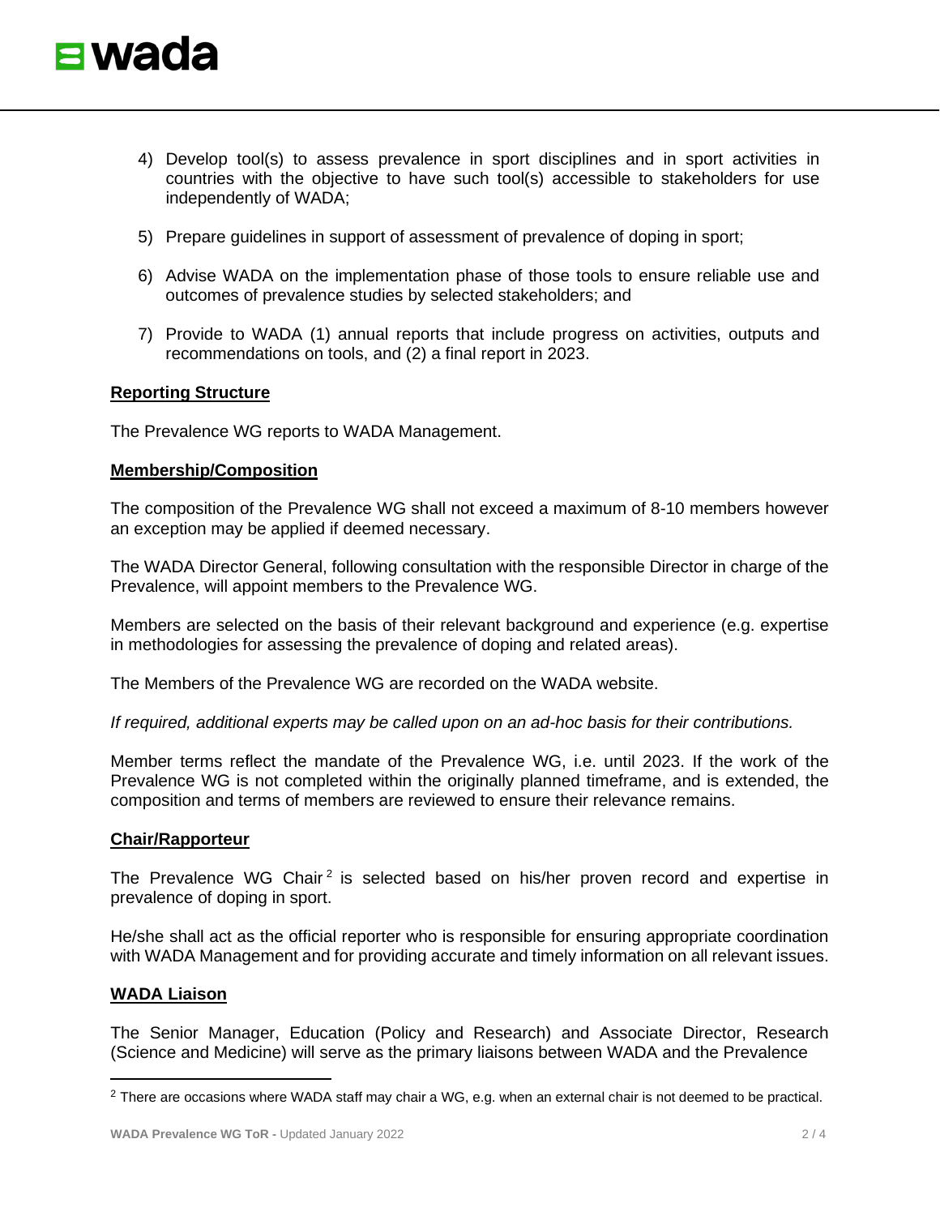4) Develop tool(s) to assess prevalence in sport disciplines and in sport activities in countries with the objective to have such tool(s) accessible to stakeholders for use independently of WADA;

5) Prepare guidelines in support of assessment of prevalence of doping in sport;

6) Advise WADA on the implementation phase of those tools to ensure reliable use and outcomes of prevalence studies by selected stakeholders; and

7) Provide to WADA (1) annual reports that include progress on activities, outputs and recommendations on tools, and (2) a final report in 2023.

**Reporting Structure**

The Prevalence WG reports to WADA Management.

**Membership/Composition**

The composition of the Prevalence WG shall not exceed a maximum of 8-10 members however an exception may be applied if deemed necessary.

The WADA Director General, following consultation with the responsible Director in charge of the Prevalence, will appoint members to the Prevalence WG.

Members are selected on the basis of their relevant background and experience (e.g. expertise in methodologies for assessing the prevalence of doping and related areas).

The Members of the Prevalence WG are recorded on the WADA website.

*If required, additional experts may be called upon on an ad-hoc basis for their contributions.*

Member terms reflect the mandate of the Prevalence WG, i.e. until 2023. If the work of the Prevalence WG is not completed within the originally planned timeframe, and is extended, the composition and terms of members are reviewed to ensure their relevance remains.

**Chair/Rapporteur**

The Prevalence WG Chair[2] is selected based on his/her proven record and expertise in prevalence of doping in sport.

He/she shall act as the official reporter who is responsible for ensuring appropriate coordination with WADA Management and for providing accurate and timely information on all relevant issues.

**WADA Liaison**

The Senior Manager, Education (Policy and Research) and Associate Director, Research (Science and Medicine) will serve as the primary liaisons between WADA and the Prevalence

---

[2] There are occasions where WADA staff may chair a WG, e.g. when an external chair is not deemed to be practical.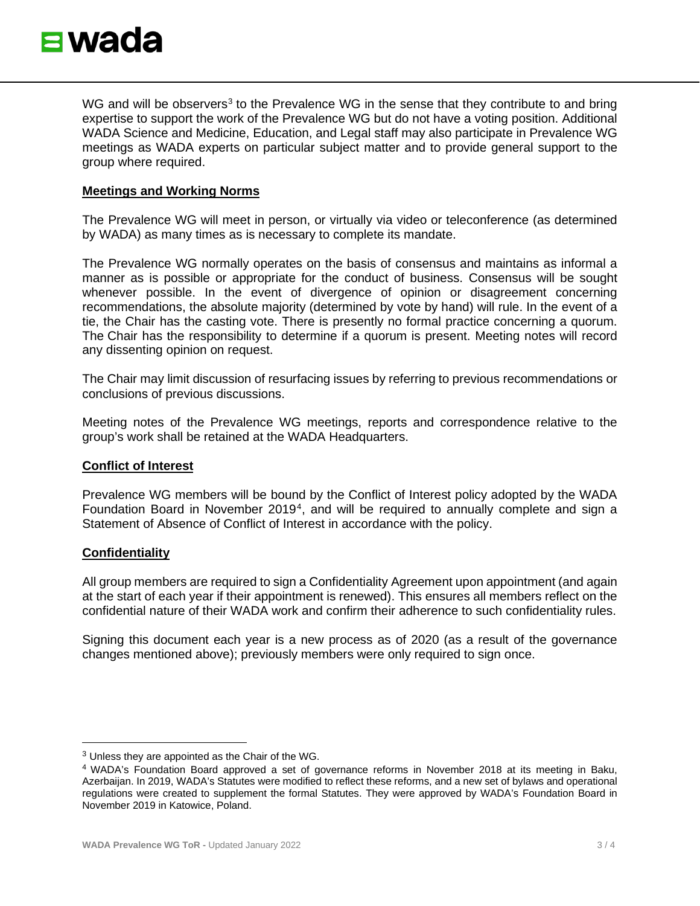WG and will be observers[3] to the Prevalence WG in the sense that they contribute to and bring expertise to support the work of the Prevalence WG but do not have a voting position. Additional WADA Science and Medicine, Education, and Legal staff may also participate in Prevalence WG meetings as WADA experts on particular subject matter and to provide general support to the group where required.

## Meetings and Working Norms

The Prevalence WG will meet in person, or virtually via video or teleconference (as determined by WADA) as many times as is necessary to complete its mandate.

The Prevalence WG normally operates on the basis of consensus and maintains as informal a manner as is possible or appropriate for the conduct of business. Consensus will be sought whenever possible. In the event of divergence of opinion or disagreement concerning recommendations, the absolute majority (determined by vote by hand) will rule. In the event of a tie, the Chair has the casting vote. There is presently no formal practice concerning a quorum. The Chair has the responsibility to determine if a quorum is present. Meeting notes will record any dissenting opinion on request.

The Chair may limit discussion of resurfacing issues by referring to previous recommendations or conclusions of previous discussions.

Meeting notes of the Prevalence WG meetings, reports and correspondence relative to the group's work shall be retained at the WADA Headquarters.

## Conflict of Interest

Prevalence WG members will be bound by the Conflict of Interest policy adopted by the WADA Foundation Board in November 2019[4], and will be required to annually complete and sign a Statement of Absence of Conflict of Interest in accordance with the policy.

## Confidentiality

All group members are required to sign a Confidentiality Agreement upon appointment (and again at the start of each year if their appointment is renewed). This ensures all members reflect on the confidential nature of their WADA work and confirm their adherence to such confidentiality rules.

Signing this document each year is a new process as of 2020 (as a result of the governance changes mentioned above); previously members were only required to sign once.

---

[3] Unless they are appointed as the Chair of the WG.

[4] WADA's Foundation Board approved a set of governance reforms in November 2018 at its meeting in Baku, Azerbaijan. In 2019, WADA's Statutes were modified to reflect these reforms, and a new set of bylaws and operational regulations were created to supplement the formal Statutes. They were approved by WADA's Foundation Board in November 2019 in Katowice, Poland.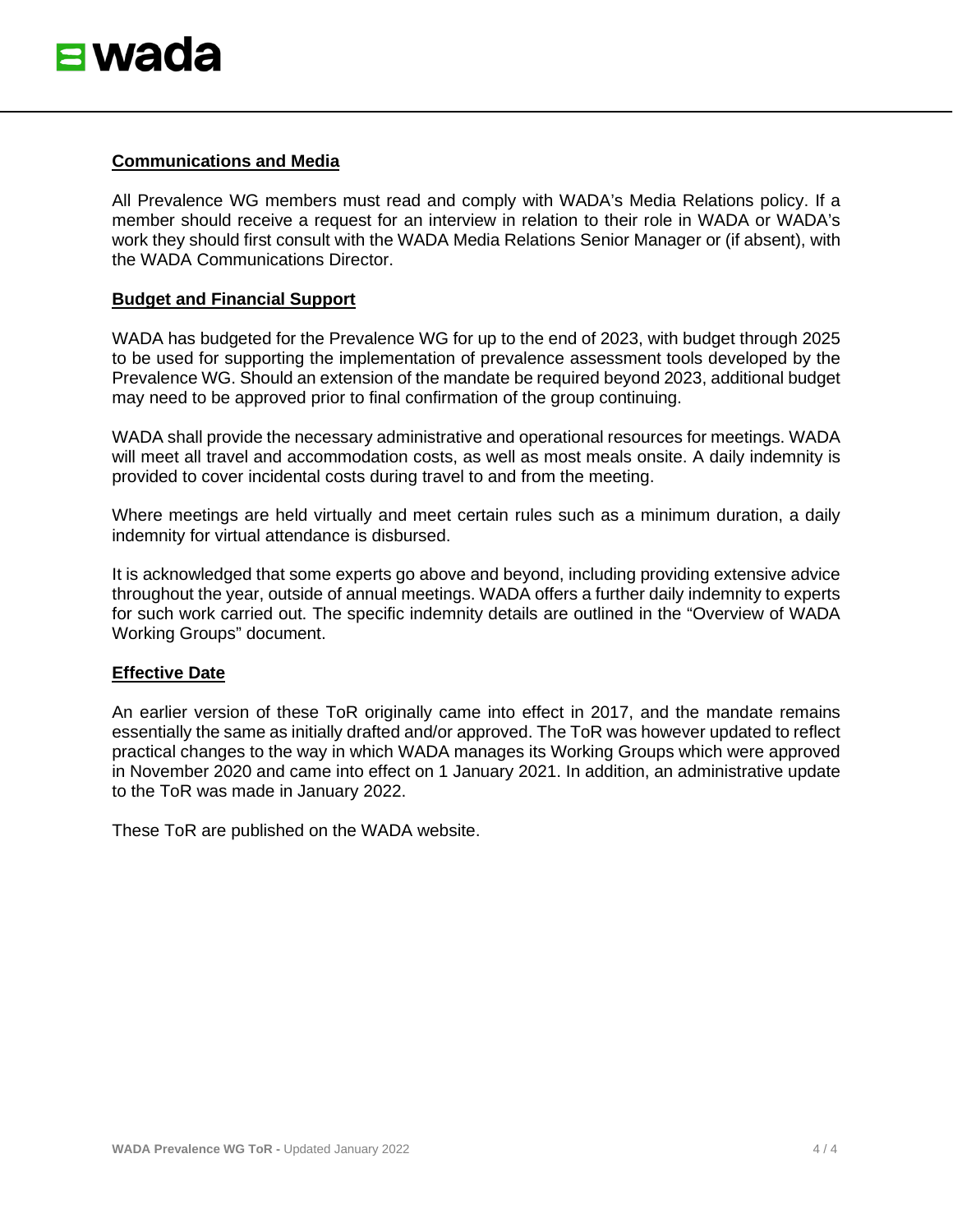## Communications and Media

All Prevalence WG members must read and comply with WADA's Media Relations policy. If a member should receive a request for an interview in relation to their role in WADA or WADA's work they should first consult with the WADA Media Relations Senior Manager or (if absent), with the WADA Communications Director.

## Budget and Financial Support

WADA has budgeted for the Prevalence WG for up to the end of 2023, with budget through 2025 to be used for supporting the implementation of prevalence assessment tools developed by the Prevalence WG. Should an extension of the mandate be required beyond 2023, additional budget may need to be approved prior to final confirmation of the group continuing.

WADA shall provide the necessary administrative and operational resources for meetings. WADA will meet all travel and accommodation costs, as well as most meals onsite. A daily indemnity is provided to cover incidental costs during travel to and from the meeting.

Where meetings are held virtually and meet certain rules such as a minimum duration, a daily indemnity for virtual attendance is disbursed.

It is acknowledged that some experts go above and beyond, including providing extensive advice throughout the year, outside of annual meetings. WADA offers a further daily indemnity to experts for such work carried out. The specific indemnity details are outlined in the "Overview of WADA Working Groups" document.

## Effective Date

An earlier version of these ToR originally came into effect in 2017, and the mandate remains essentially the same as initially drafted and/or approved. The ToR was however updated to reflect practical changes to the way in which WADA manages its Working Groups which were approved in November 2020 and came into effect on 1 January 2021. In addition, an administrative update to the ToR was made in January 2022.

These ToR are published on the WADA website.